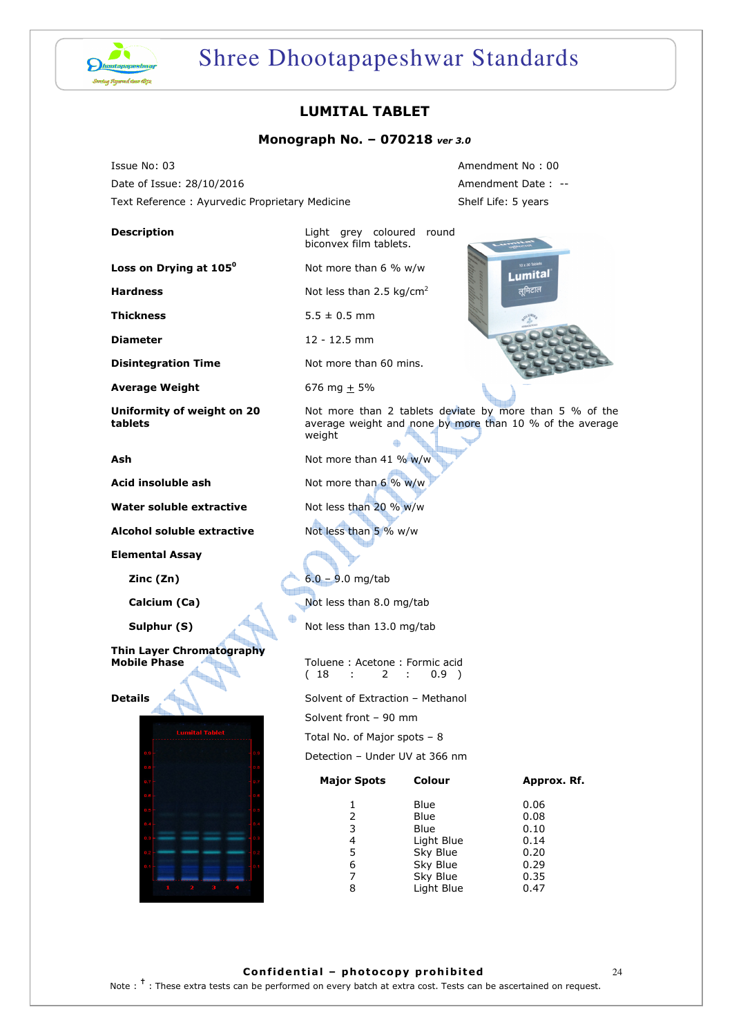# LUMITAL TABLET

## Monograph No. – 070218 *ver 3.0*

| | |
|---|---|
| Issue No: 03 | Amendment No : 00 |
| Date of Issue: 28/10/2016 | Amendment Date : -- |
| Text Reference : Ayurvedic Proprietary Medicine | Shelf Life: 5 years |

| | |
|---|---|
| **Description** | Light grey coloured round biconvex film tablets. |
| **Loss on Drying at 105$^{0}$** | Not more than 6 % w/w |
| **Hardness** | Not less than 2.5 kg/cm$^2$ |
| **Thickness** | 5.5 ± 0.5 mm |
| **Diameter** | 12 - 12.5 mm |
| **Disintegration Time** | Not more than 60 mins. |
| **Average Weight** | 676 mg ± 5% |
| **Uniformity of weight on 20 tablets** | Not more than 2 tablets deviate by more than 5 % of the average weight and none by more than 10 % of the average weight |
| **Ash** | Not more than 41 % w/w |
| **Acid insoluble ash** | Not more than 6 % w/w |
| **Water soluble extractive** | Not less than 20 % w/w |
| **Alcohol soluble extractive** | Not less than 5 % w/w |

**Elemental Assay**

| | |
|---|---|
| **Zinc (Zn)** | 6.0 – 9.0 mg/tab |
| **Calcium (Ca)** | Not less than 8.0 mg/tab |
| **Sulphur (S)** | Not less than 13.0 mg/tab |

**Thin Layer Chromatography**
**Mobile Phase** — Toluene : Acetone : Formic acid ( 18 : 2 : 0.9 )

**Details**

Solvent of Extraction – Methanol

Solvent front – 90 mm

Total No. of Major spots – 8

Detection – Under UV at 366 nm

| Major Spots | Colour | Approx. Rf. |
|---|---|---|
| 1 | Blue | 0.06 |
| 2 | Blue | 0.08 |
| 3 | Blue | 0.10 |
| 4 | Light Blue | 0.14 |
| 5 | Sky Blue | 0.20 |
| 6 | Sky Blue | 0.29 |
| 7 | Sky Blue | 0.35 |
| 8 | Light Blue | 0.47 |

**Confidential – photocopy prohibited**

Note : † : These extra tests can be performed on every batch at extra cost. Tests can be ascertained on request.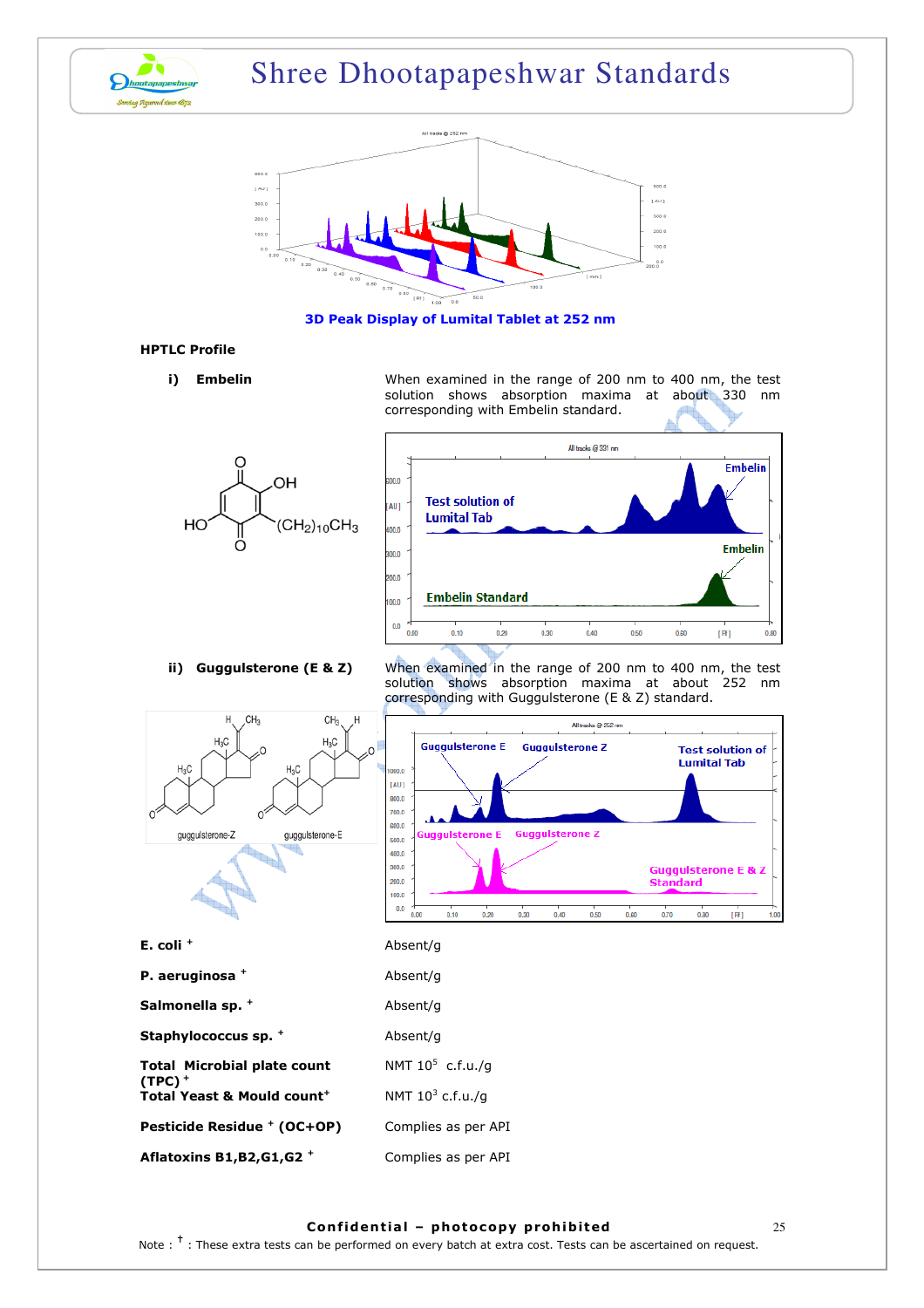3D Peak Display of Lumital Tablet at 252 nm

**HPTLC Profile**

**i) Embelin**

When examined in the range of 200 nm to 400 nm, the test solution shows absorption maxima at about 330 nm corresponding with Embelin standard.

Test solution of Lumital Tab

Embelin

Embelin Standard

Embelin

**ii) Guggulsterone (E & Z)**

When examined in the range of 200 nm to 400 nm, the test solution shows absorption maxima at about 252 nm corresponding with Guggulsterone (E & Z) standard.

guggulsterone-Z

guggulsterone-E

Guggulsterone E

Guggulsterone Z

Test solution of Lumital Tab

Guggulsterone E

Guggulsterone Z

Guggulsterone E & Z Standard

| | |
|---|---|
| **E. coli** † | Absent/g |
| **P. aeruginosa** † | Absent/g |
| **Salmonella sp.** † | Absent/g |
| **Staphylococcus sp.** † | Absent/g |
| **Total Microbial plate count (TPC)** † | NMT $10^5$ c.f.u./g |
| **Total Yeast & Mould count**† | NMT $10^3$ c.f.u./g |
| **Pesticide Residue** † **(OC+OP)** | Complies as per API |
| **Aflatoxins B1,B2,G1,G2** † | Complies as per API |

**Confidential – photocopy prohibited**

Note : † : These extra tests can be performed on every batch at extra cost. Tests can be ascertained on request.